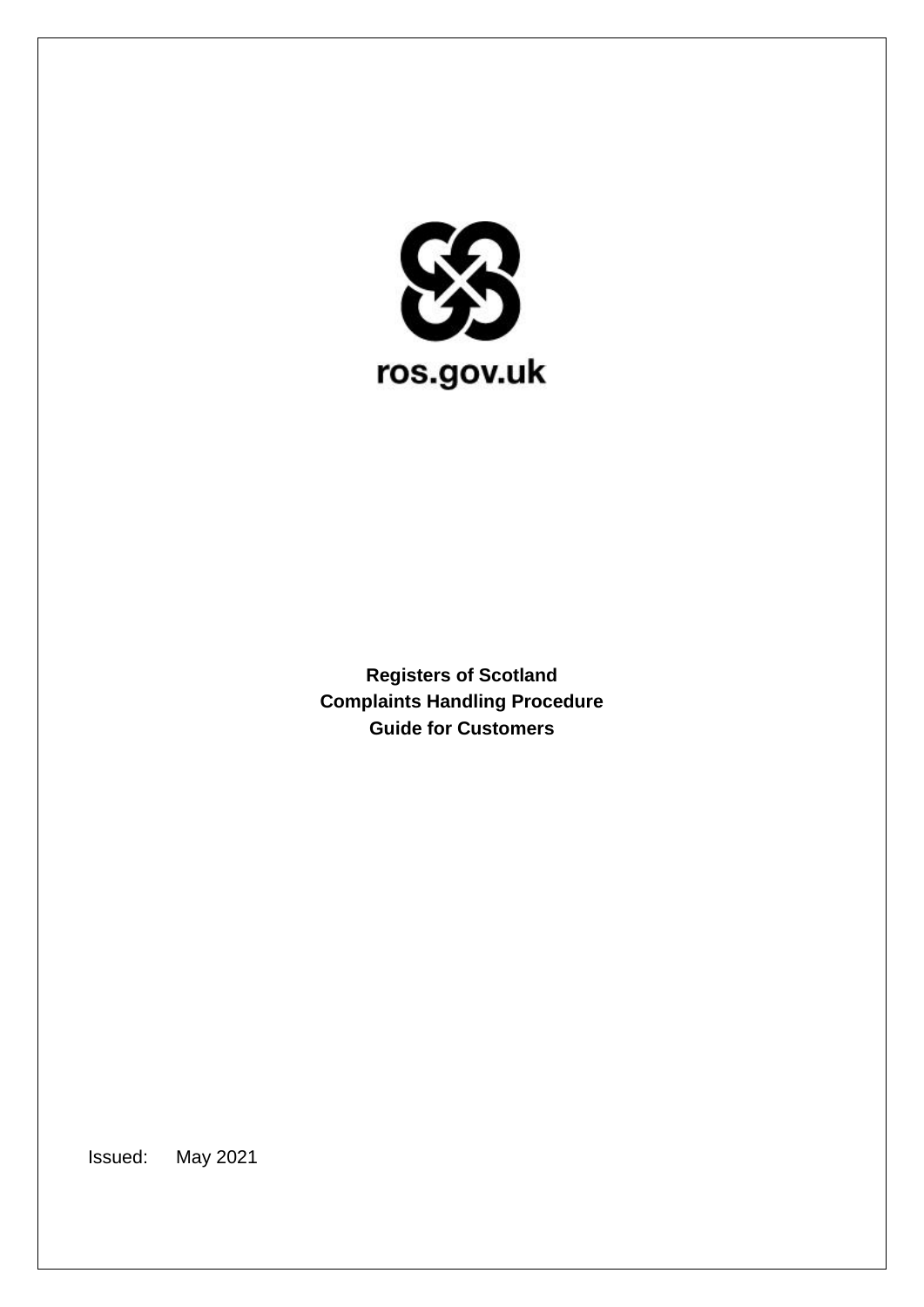ros.gov.uk

**Registers of Scotland**
**Complaints Handling Procedure**
**Guide for Customers**

Issued: May 2021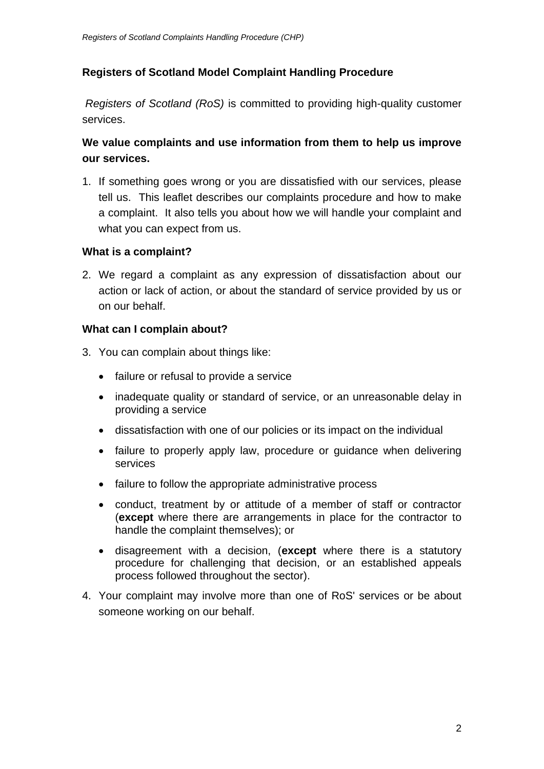## Registers of Scotland Model Complaint Handling Procedure

*Registers of Scotland (RoS)* is committed to providing high-quality customer services.

**We value complaints and use information from them to help us improve our services.**

1. If something goes wrong or you are dissatisfied with our services, please tell us. This leaflet describes our complaints procedure and how to make a complaint. It also tells you about how we will handle your complaint and what you can expect from us.

### What is a complaint?

2. We regard a complaint as any expression of dissatisfaction about our action or lack of action, or about the standard of service provided by us or on our behalf.

### What can I complain about?

3. You can complain about things like:

   - failure or refusal to provide a service
   - inadequate quality or standard of service, or an unreasonable delay in providing a service
   - dissatisfaction with one of our policies or its impact on the individual
   - failure to properly apply law, procedure or guidance when delivering services
   - failure to follow the appropriate administrative process
   - conduct, treatment by or attitude of a member of staff or contractor (**except** where there are arrangements in place for the contractor to handle the complaint themselves); or
   - disagreement with a decision, (**except** where there is a statutory procedure for challenging that decision, or an established appeals process followed throughout the sector).

4. Your complaint may involve more than one of RoS' services or be about someone working on our behalf.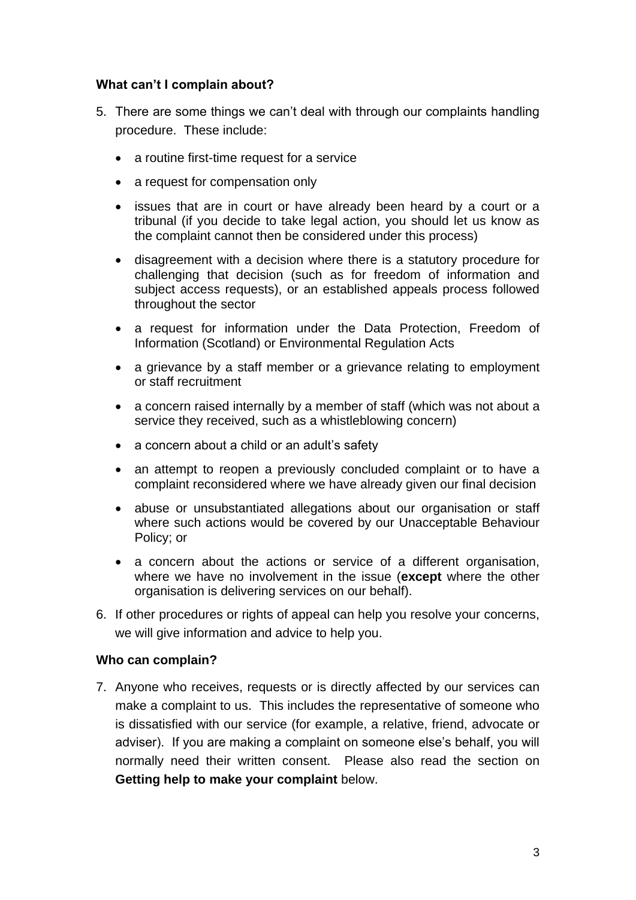**What can't I complain about?**

5. There are some things we can't deal with through our complaints handling procedure. These include:

   - a routine first-time request for a service
   - a request for compensation only
   - issues that are in court or have already been heard by a court or a tribunal (if you decide to take legal action, you should let us know as the complaint cannot then be considered under this process)
   - disagreement with a decision where there is a statutory procedure for challenging that decision (such as for freedom of information and subject access requests), or an established appeals process followed throughout the sector
   - a request for information under the Data Protection, Freedom of Information (Scotland) or Environmental Regulation Acts
   - a grievance by a staff member or a grievance relating to employment or staff recruitment
   - a concern raised internally by a member of staff (which was not about a service they received, such as a whistleblowing concern)
   - a concern about a child or an adult's safety
   - an attempt to reopen a previously concluded complaint or to have a complaint reconsidered where we have already given our final decision
   - abuse or unsubstantiated allegations about our organisation or staff where such actions would be covered by our Unacceptable Behaviour Policy; or
   - a concern about the actions or service of a different organisation, where we have no involvement in the issue (**except** where the other organisation is delivering services on our behalf).

6. If other procedures or rights of appeal can help you resolve your concerns, we will give information and advice to help you.

**Who can complain?**

7. Anyone who receives, requests or is directly affected by our services can make a complaint to us. This includes the representative of someone who is dissatisfied with our service (for example, a relative, friend, advocate or adviser). If you are making a complaint on someone else's behalf, you will normally need their written consent. Please also read the section on **Getting help to make your complaint** below.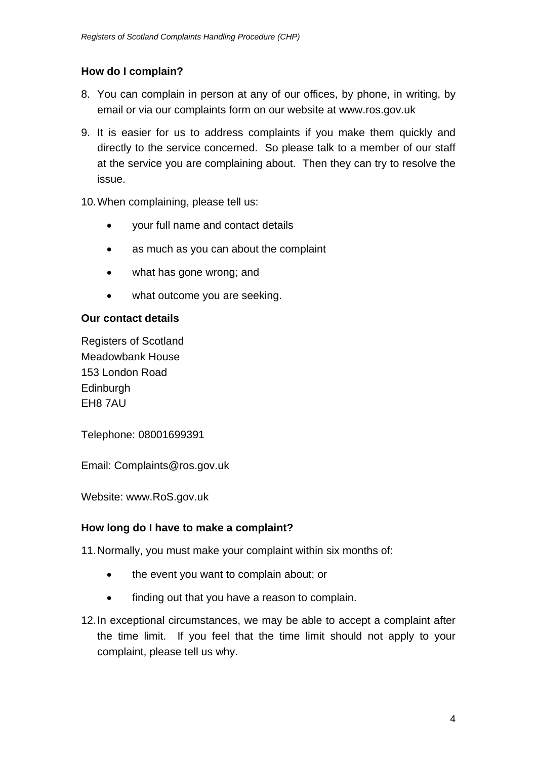### How do I complain?

8. You can complain in person at any of our offices, by phone, in writing, by email or via our complaints form on our website at www.ros.gov.uk

9. It is easier for us to address complaints if you make them quickly and directly to the service concerned. So please talk to a member of our staff at the service you are complaining about. Then they can try to resolve the issue.

10. When complaining, please tell us:

    - your full name and contact details
    - as much as you can about the complaint
    - what has gone wrong; and
    - what outcome you are seeking.

### Our contact details

Registers of Scotland
Meadowbank House
153 London Road
Edinburgh
EH8 7AU

Telephone: 08001699391

Email: Complaints@ros.gov.uk

Website: www.RoS.gov.uk

### How long do I have to make a complaint?

11. Normally, you must make your complaint within six months of:

    - the event you want to complain about; or
    - finding out that you have a reason to complain.

12. In exceptional circumstances, we may be able to accept a complaint after the time limit. If you feel that the time limit should not apply to your complaint, please tell us why.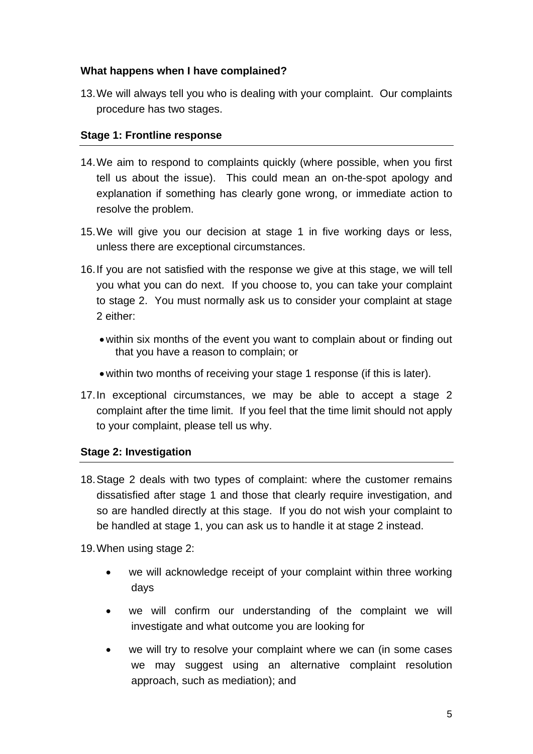**What happens when I have complained?**

13. We will always tell you who is dealing with your complaint. Our complaints procedure has two stages.

### Stage 1: Frontline response

14. We aim to respond to complaints quickly (where possible, when you first tell us about the issue). This could mean an on-the-spot apology and explanation if something has clearly gone wrong, or immediate action to resolve the problem.

15. We will give you our decision at stage 1 in five working days or less, unless there are exceptional circumstances.

16. If you are not satisfied with the response we give at this stage, we will tell you what you can do next. If you choose to, you can take your complaint to stage 2. You must normally ask us to consider your complaint at stage 2 either:

    - within six months of the event you want to complain about or finding out that you have a reason to complain; or
    - within two months of receiving your stage 1 response (if this is later).

17. In exceptional circumstances, we may be able to accept a stage 2 complaint after the time limit. If you feel that the time limit should not apply to your complaint, please tell us why.

### Stage 2: Investigation

18. Stage 2 deals with two types of complaint: where the customer remains dissatisfied after stage 1 and those that clearly require investigation, and so are handled directly at this stage. If you do not wish your complaint to be handled at stage 1, you can ask us to handle it at stage 2 instead.

19. When using stage 2:

    - we will acknowledge receipt of your complaint within three working days
    - we will confirm our understanding of the complaint we will investigate and what outcome you are looking for
    - we will try to resolve your complaint where we can (in some cases we may suggest using an alternative complaint resolution approach, such as mediation); and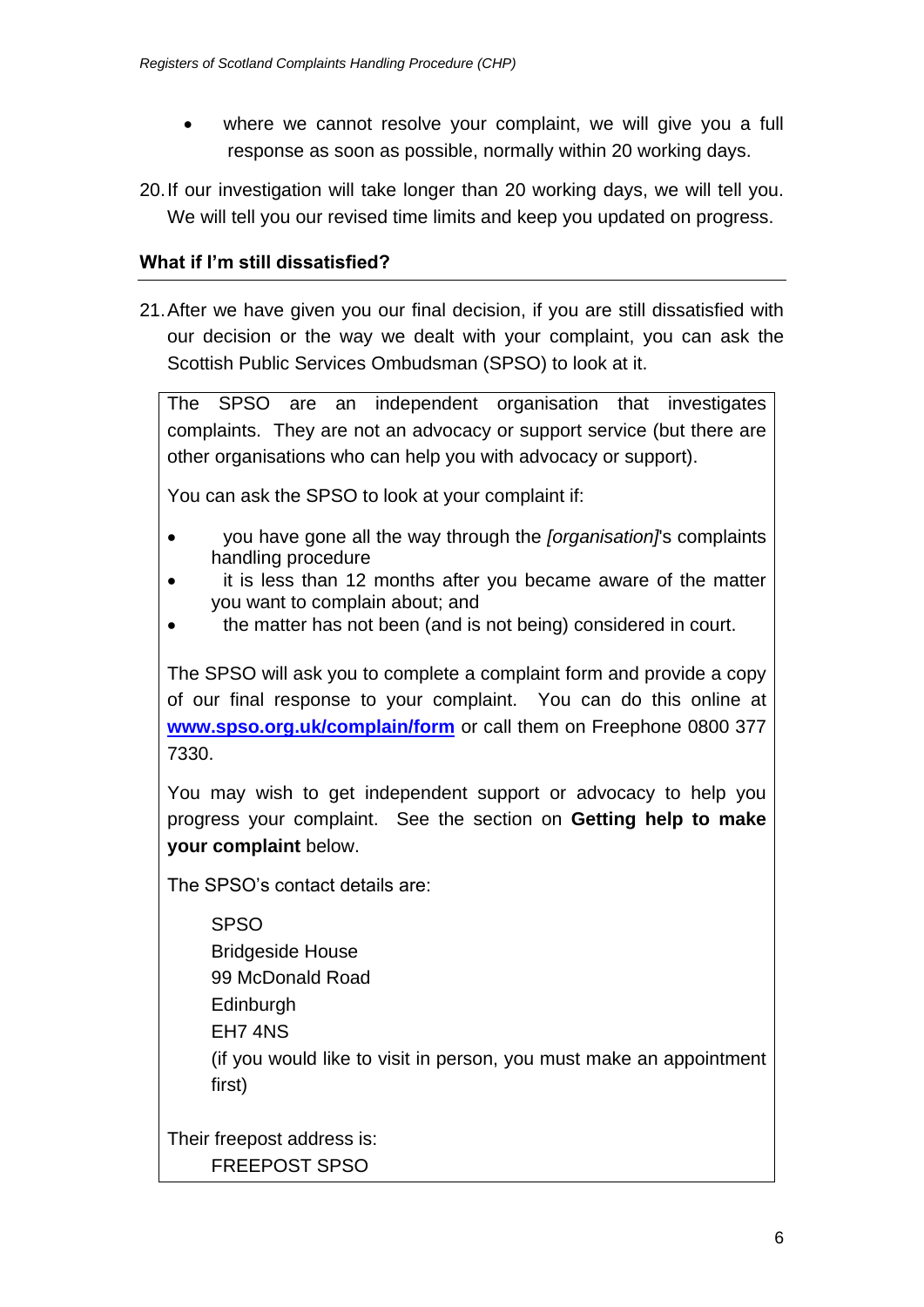- where we cannot resolve your complaint, we will give you a full response as soon as possible, normally within 20 working days.

20. If our investigation will take longer than 20 working days, we will tell you. We will tell you our revised time limits and keep you updated on progress.

### What if I'm still dissatisfied?

21. After we have given you our final decision, if you are still dissatisfied with our decision or the way we dealt with your complaint, you can ask the Scottish Public Services Ombudsman (SPSO) to look at it.

The SPSO are an independent organisation that investigates complaints. They are not an advocacy or support service (but there are other organisations who can help you with advocacy or support).

You can ask the SPSO to look at your complaint if:

- you have gone all the way through the *[organisation]*'s complaints handling procedure
- it is less than 12 months after you became aware of the matter you want to complain about; and
- the matter has not been (and is not being) considered in court.

The SPSO will ask you to complete a complaint form and provide a copy of our final response to your complaint. You can do this online at **www.spso.org.uk/complain/form** or call them on Freephone 0800 377 7330.

You may wish to get independent support or advocacy to help you progress your complaint. See the section on **Getting help to make your complaint** below.

The SPSO's contact details are:

SPSO
Bridgeside House
99 McDonald Road
Edinburgh
EH7 4NS
(if you would like to visit in person, you must make an appointment first)

Their freepost address is:
FREEPOST SPSO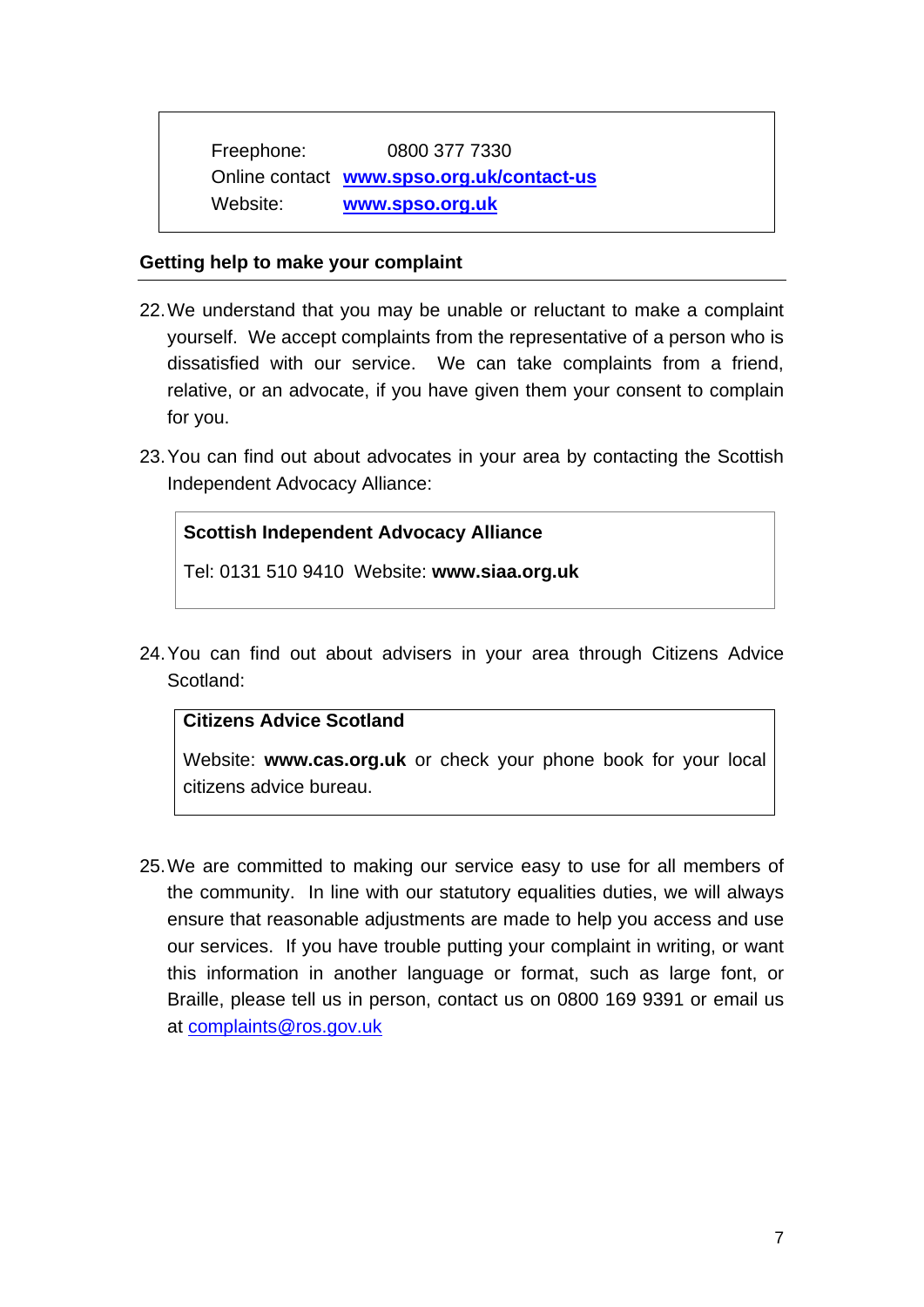Freephone: 0800 377 7330
Online contact **www.spso.org.uk/contact-us**
Website: **www.spso.org.uk**

**Getting help to make your complaint**

22. We understand that you may be unable or reluctant to make a complaint yourself. We accept complaints from the representative of a person who is dissatisfied with our service. We can take complaints from a friend, relative, or an advocate, if you have given them your consent to complain for you.

23. You can find out about advocates in your area by contacting the Scottish Independent Advocacy Alliance:

**Scottish Independent Advocacy Alliance**

Tel: 0131 510 9410 Website: **www.siaa.org.uk**

24. You can find out about advisers in your area through Citizens Advice Scotland:

**Citizens Advice Scotland**

Website: **www.cas.org.uk** or check your phone book for your local citizens advice bureau.

25. We are committed to making our service easy to use for all members of the community. In line with our statutory equalities duties, we will always ensure that reasonable adjustments are made to help you access and use our services. If you have trouble putting your complaint in writing, or want this information in another language or format, such as large font, or Braille, please tell us in person, contact us on 0800 169 9391 or email us at complaints@ros.gov.uk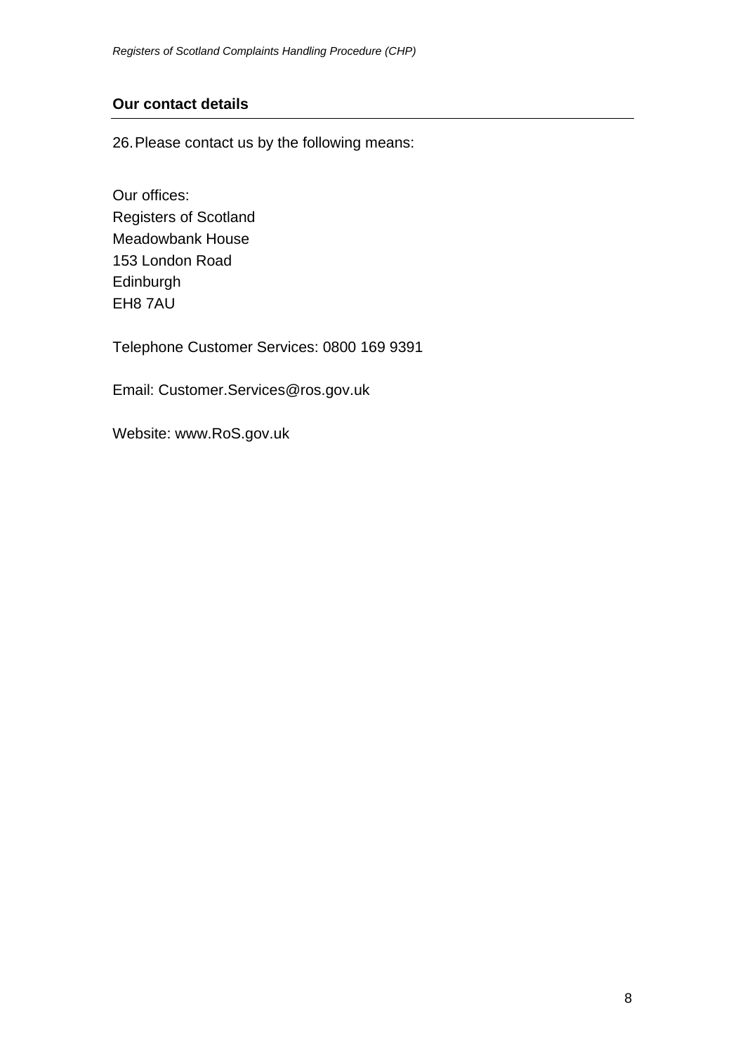## Our contact details

26. Please contact us by the following means:

Our offices:
Registers of Scotland
Meadowbank House
153 London Road
Edinburgh
EH8 7AU

Telephone Customer Services: 0800 169 9391

Email: Customer.Services@ros.gov.uk

Website: www.RoS.gov.uk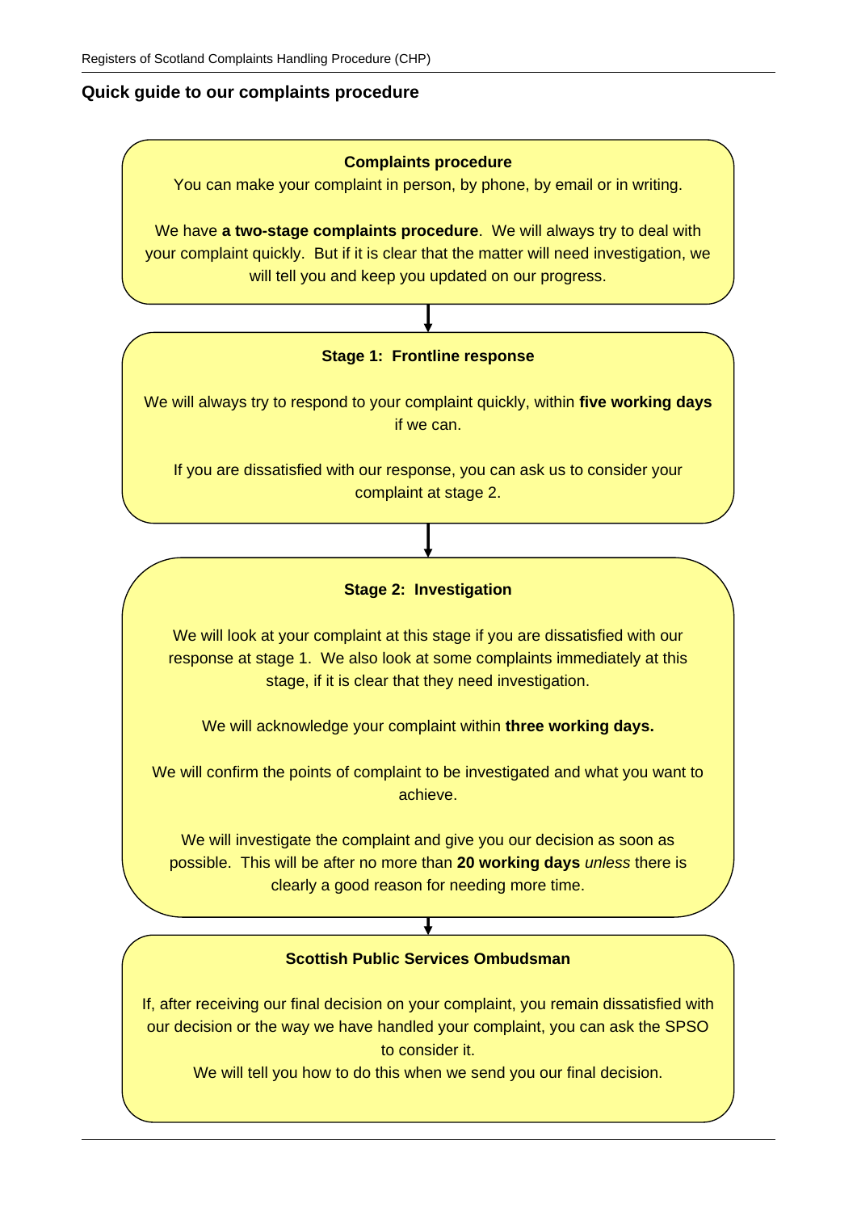## Quick guide to our complaints procedure

### Complaints procedure

You can make your complaint in person, by phone, by email or in writing.

We have **a two-stage complaints procedure**. We will always try to deal with your complaint quickly. But if it is clear that the matter will need investigation, we will tell you and keep you updated on our progress.

### Stage 1: Frontline response

We will always try to respond to your complaint quickly, within **five working days** if we can.

If you are dissatisfied with our response, you can ask us to consider your complaint at stage 2.

### Stage 2: Investigation

We will look at your complaint at this stage if you are dissatisfied with our response at stage 1. We also look at some complaints immediately at this stage, if it is clear that they need investigation.

We will acknowledge your complaint within **three working days.**

We will confirm the points of complaint to be investigated and what you want to achieve.

We will investigate the complaint and give you our decision as soon as possible. This will be after no more than **20 working days** *unless* there is clearly a good reason for needing more time.

### Scottish Public Services Ombudsman

If, after receiving our final decision on your complaint, you remain dissatisfied with our decision or the way we have handled your complaint, you can ask the SPSO to consider it.

We will tell you how to do this when we send you our final decision.